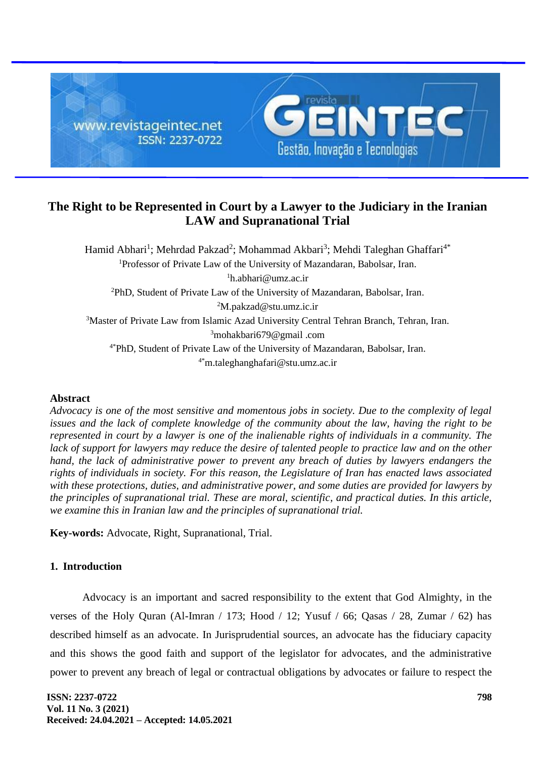# The Right to be Represented in Court by a Lawyer to the Judiciary in the Iranian LAW and Supranational Trial

Hamid Abhari[1]; Mehrdad Pakzad[2]; Mohammad Akbari[3]; Mehdi Taleghan Ghaffari[4*]

[1]Professor of Private Law of the University of Mazandaran, Babolsar, Iran.
[1]h.abhari@umz.ac.ir

[2]PhD, Student of Private Law of the University of Mazandaran, Babolsar, Iran.
[2]M.pakzad@stu.umz.ic.ir

[3]Master of Private Law from Islamic Azad University Central Tehran Branch, Tehran, Iran.
[3]mohakbari679@gmail .com

[4*]PhD, Student of Private Law of the University of Mazandaran, Babolsar, Iran.
[4*]m.taleghanghafari@stu.umz.ac.ir

## Abstract

*Advocacy is one of the most sensitive and momentous jobs in society. Due to the complexity of legal issues and the lack of complete knowledge of the community about the law, having the right to be represented in court by a lawyer is one of the inalienable rights of individuals in a community. The lack of support for lawyers may reduce the desire of talented people to practice law and on the other hand, the lack of administrative power to prevent any breach of duties by lawyers endangers the rights of individuals in society. For this reason, the Legislature of Iran has enacted laws associated with these protections, duties, and administrative power, and some duties are provided for lawyers by the principles of supranational trial. These are moral, scientific, and practical duties. In this article, we examine this in Iranian law and the principles of supranational trial.*

**Key-words:** Advocate, Right, Supranational, Trial.

## 1. Introduction

Advocacy is an important and sacred responsibility to the extent that God Almighty, in the verses of the Holy Quran (Al-Imran / 173; Hood / 12; Yusuf / 66; Qasas / 28, Zumar / 62) has described himself as an advocate. In Jurisprudential sources, an advocate has the fiduciary capacity and this shows the good faith and support of the legislator for advocates, and the administrative power to prevent any breach of legal or contractual obligations by advocates or failure to respect the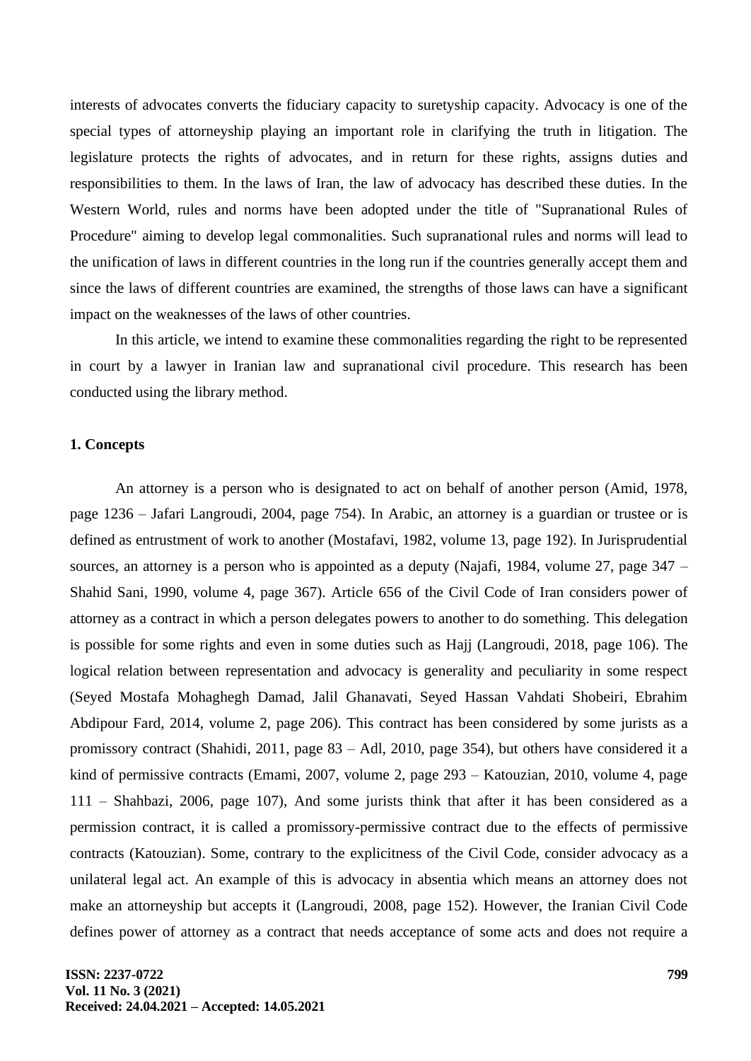interests of advocates converts the fiduciary capacity to suretyship capacity. Advocacy is one of the special types of attorneyship playing an important role in clarifying the truth in litigation. The legislature protects the rights of advocates, and in return for these rights, assigns duties and responsibilities to them. In the laws of Iran, the law of advocacy has described these duties. In the Western World, rules and norms have been adopted under the title of "Supranational Rules of Procedure" aiming to develop legal commonalities. Such supranational rules and norms will lead to the unification of laws in different countries in the long run if the countries generally accept them and since the laws of different countries are examined, the strengths of those laws can have a significant impact on the weaknesses of the laws of other countries.

In this article, we intend to examine these commonalities regarding the right to be represented in court by a lawyer in Iranian law and supranational civil procedure. This research has been conducted using the library method.

### 1. Concepts

An attorney is a person who is designated to act on behalf of another person (Amid, 1978, page 1236 – Jafari Langroudi, 2004, page 754). In Arabic, an attorney is a guardian or trustee or is defined as entrustment of work to another (Mostafavi, 1982, volume 13, page 192). In Jurisprudential sources, an attorney is a person who is appointed as a deputy (Najafi, 1984, volume 27, page 347 – Shahid Sani, 1990, volume 4, page 367). Article 656 of the Civil Code of Iran considers power of attorney as a contract in which a person delegates powers to another to do something. This delegation is possible for some rights and even in some duties such as Hajj (Langroudi, 2018, page 106). The logical relation between representation and advocacy is generality and peculiarity in some respect (Seyed Mostafa Mohaghegh Damad, Jalil Ghanavati, Seyed Hassan Vahdati Shobeiri, Ebrahim Abdipour Fard, 2014, volume 2, page 206). This contract has been considered by some jurists as a promissory contract (Shahidi, 2011, page 83 – Adl, 2010, page 354), but others have considered it a kind of permissive contracts (Emami, 2007, volume 2, page 293 – Katouzian, 2010, volume 4, page 111 – Shahbazi, 2006, page 107), And some jurists think that after it has been considered as a permission contract, it is called a promissory-permissive contract due to the effects of permissive contracts (Katouzian). Some, contrary to the explicitness of the Civil Code, consider advocacy as a unilateral legal act. An example of this is advocacy in absentia which means an attorney does not make an attorneyship but accepts it (Langroudi, 2008, page 152). However, the Iranian Civil Code defines power of attorney as a contract that needs acceptance of some acts and does not require a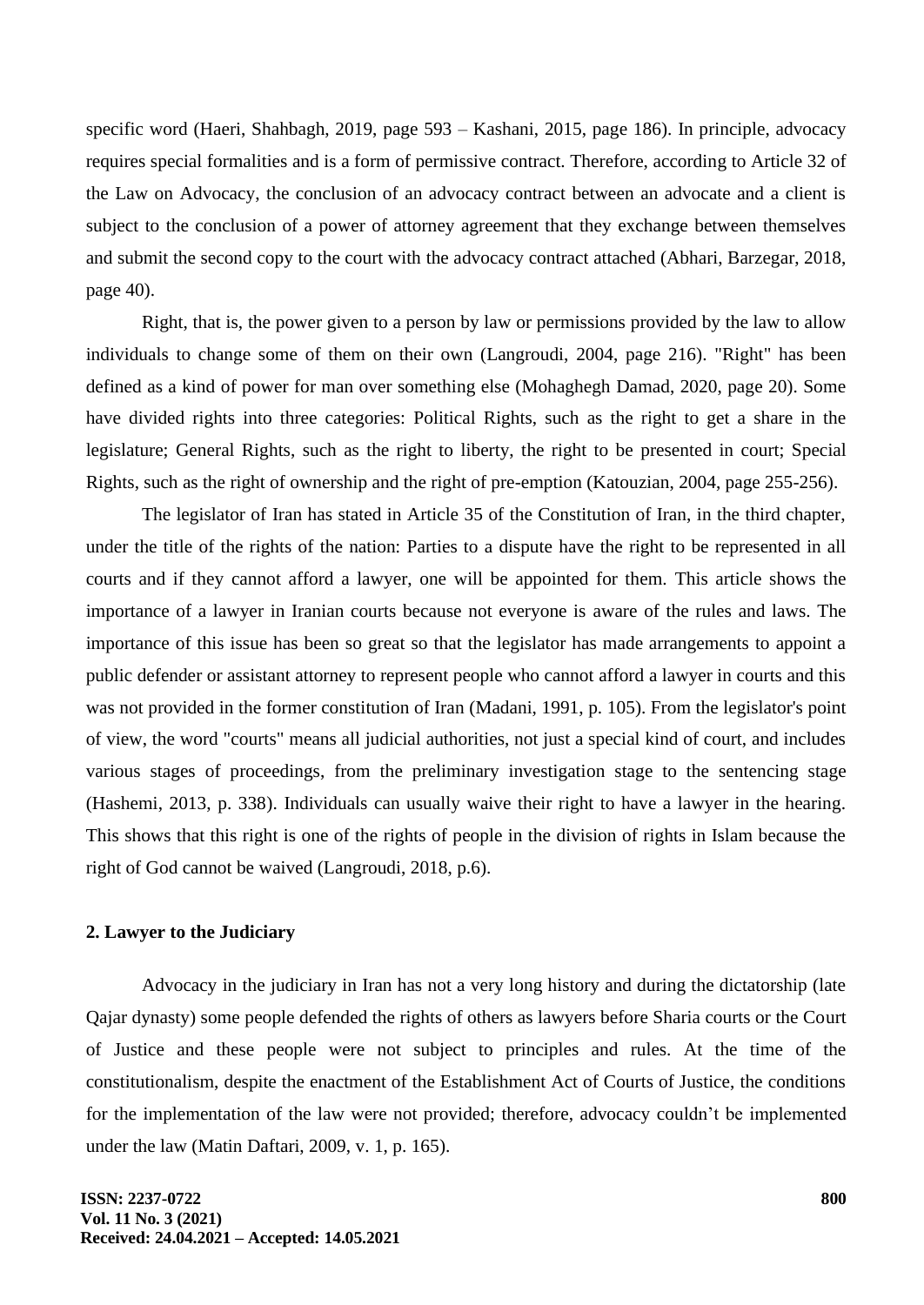specific word (Haeri, Shahbagh, 2019, page 593 – Kashani, 2015, page 186). In principle, advocacy requires special formalities and is a form of permissive contract. Therefore, according to Article 32 of the Law on Advocacy, the conclusion of an advocacy contract between an advocate and a client is subject to the conclusion of a power of attorney agreement that they exchange between themselves and submit the second copy to the court with the advocacy contract attached (Abhari, Barzegar, 2018, page 40).

Right, that is, the power given to a person by law or permissions provided by the law to allow individuals to change some of them on their own (Langroudi, 2004, page 216). "Right" has been defined as a kind of power for man over something else (Mohaghegh Damad, 2020, page 20). Some have divided rights into three categories: Political Rights, such as the right to get a share in the legislature; General Rights, such as the right to liberty, the right to be presented in court; Special Rights, such as the right of ownership and the right of pre-emption (Katouzian, 2004, page 255-256).

The legislator of Iran has stated in Article 35 of the Constitution of Iran, in the third chapter, under the title of the rights of the nation: Parties to a dispute have the right to be represented in all courts and if they cannot afford a lawyer, one will be appointed for them. This article shows the importance of a lawyer in Iranian courts because not everyone is aware of the rules and laws. The importance of this issue has been so great so that the legislator has made arrangements to appoint a public defender or assistant attorney to represent people who cannot afford a lawyer in courts and this was not provided in the former constitution of Iran (Madani, 1991, p. 105). From the legislator's point of view, the word "courts" means all judicial authorities, not just a special kind of court, and includes various stages of proceedings, from the preliminary investigation stage to the sentencing stage (Hashemi, 2013, p. 338). Individuals can usually waive their right to have a lawyer in the hearing. This shows that this right is one of the rights of people in the division of rights in Islam because the right of God cannot be waived (Langroudi, 2018, p.6).

## 2. Lawyer to the Judiciary

Advocacy in the judiciary in Iran has not a very long history and during the dictatorship (late Qajar dynasty) some people defended the rights of others as lawyers before Sharia courts or the Court of Justice and these people were not subject to principles and rules. At the time of the constitutionalism, despite the enactment of the Establishment Act of Courts of Justice, the conditions for the implementation of the law were not provided; therefore, advocacy couldn't be implemented under the law (Matin Daftari, 2009, v. 1, p. 165).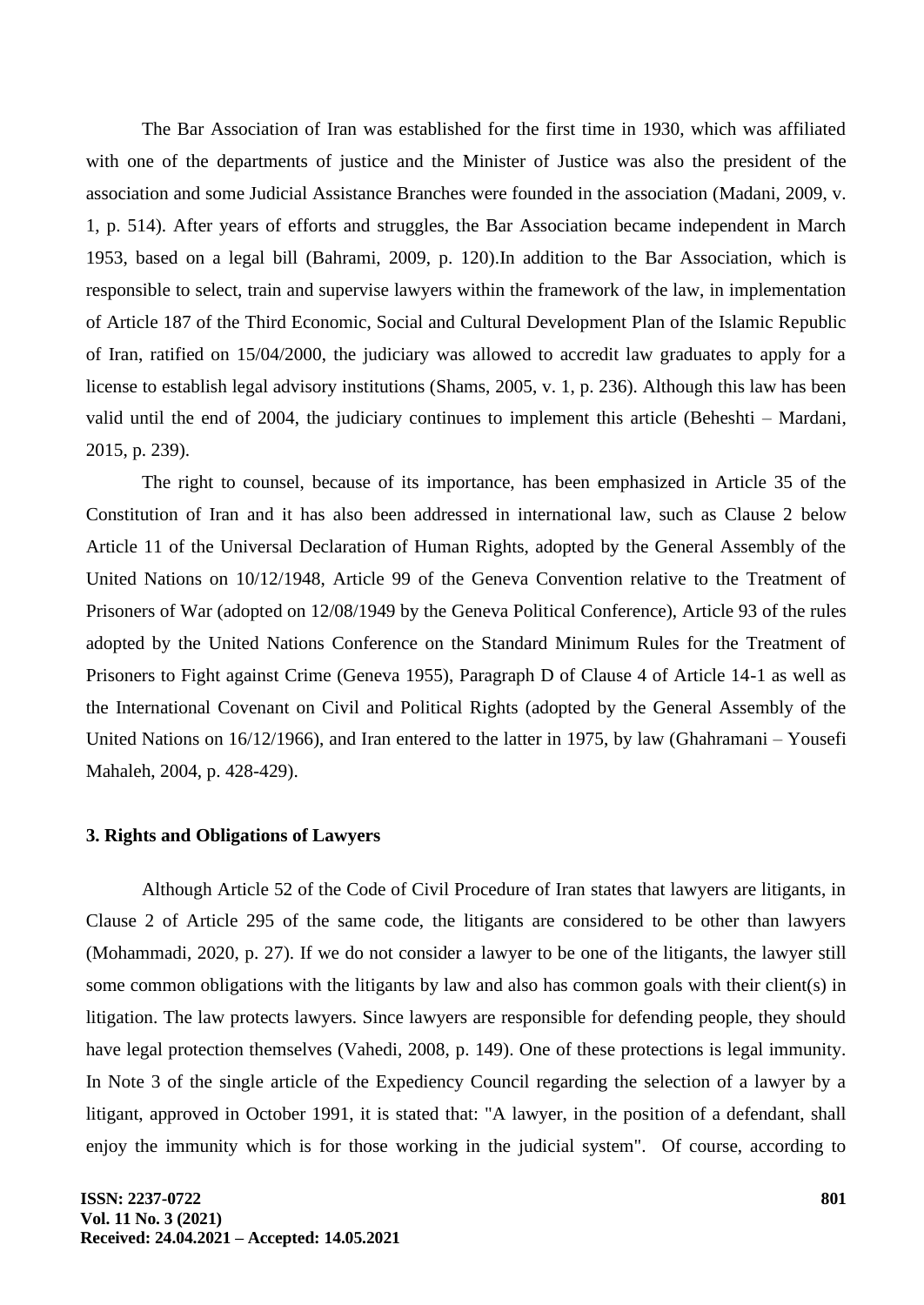The Bar Association of Iran was established for the first time in 1930, which was affiliated with one of the departments of justice and the Minister of Justice was also the president of the association and some Judicial Assistance Branches were founded in the association (Madani, 2009, v. 1, p. 514). After years of efforts and struggles, the Bar Association became independent in March 1953, based on a legal bill (Bahrami, 2009, p. 120).In addition to the Bar Association, which is responsible to select, train and supervise lawyers within the framework of the law, in implementation of Article 187 of the Third Economic, Social and Cultural Development Plan of the Islamic Republic of Iran, ratified on 15/04/2000, the judiciary was allowed to accredit law graduates to apply for a license to establish legal advisory institutions (Shams, 2005, v. 1, p. 236). Although this law has been valid until the end of 2004, the judiciary continues to implement this article (Beheshti – Mardani, 2015, p. 239).

The right to counsel, because of its importance, has been emphasized in Article 35 of the Constitution of Iran and it has also been addressed in international law, such as Clause 2 below Article 11 of the Universal Declaration of Human Rights, adopted by the General Assembly of the United Nations on 10/12/1948, Article 99 of the Geneva Convention relative to the Treatment of Prisoners of War (adopted on 12/08/1949 by the Geneva Political Conference), Article 93 of the rules adopted by the United Nations Conference on the Standard Minimum Rules for the Treatment of Prisoners to Fight against Crime (Geneva 1955), Paragraph D of Clause 4 of Article 14-1 as well as the International Covenant on Civil and Political Rights (adopted by the General Assembly of the United Nations on 16/12/1966), and Iran entered to the latter in 1975, by law (Ghahramani – Yousefi Mahaleh, 2004, p. 428-429).

### 3. Rights and Obligations of Lawyers

Although Article 52 of the Code of Civil Procedure of Iran states that lawyers are litigants, in Clause 2 of Article 295 of the same code, the litigants are considered to be other than lawyers (Mohammadi, 2020, p. 27). If we do not consider a lawyer to be one of the litigants, the lawyer still some common obligations with the litigants by law and also has common goals with their client(s) in litigation. The law protects lawyers. Since lawyers are responsible for defending people, they should have legal protection themselves (Vahedi, 2008, p. 149). One of these protections is legal immunity. In Note 3 of the single article of the Expediency Council regarding the selection of a lawyer by a litigant, approved in October 1991, it is stated that: "A lawyer, in the position of a defendant, shall enjoy the immunity which is for those working in the judicial system". Of course, according to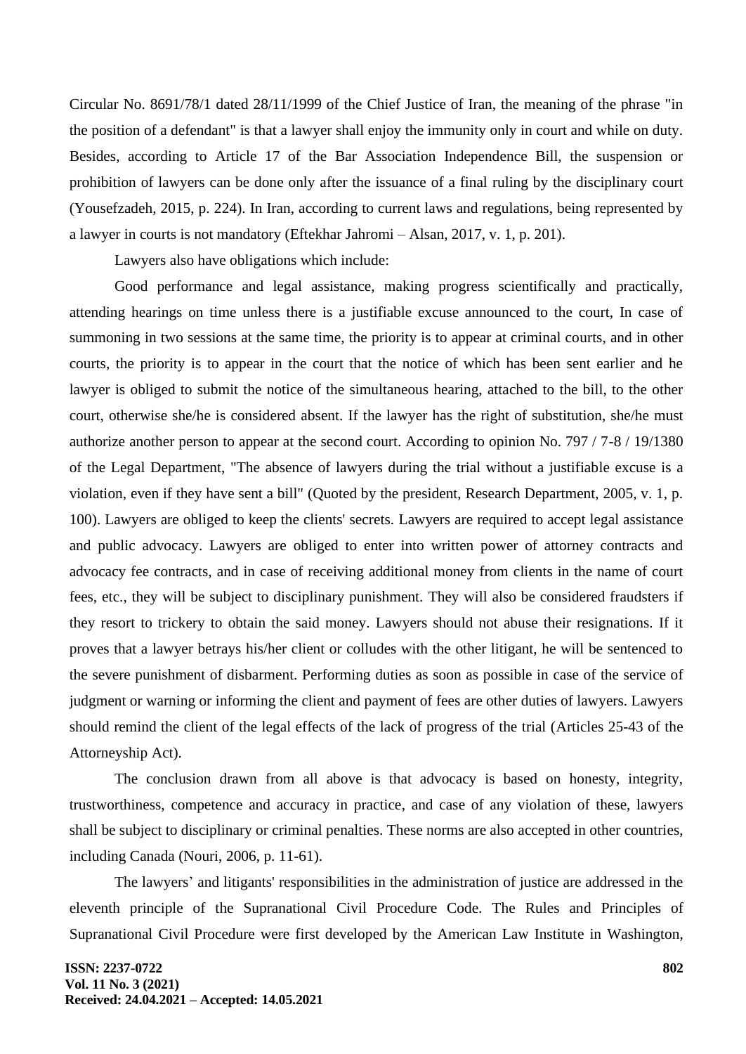Circular No. 8691/78/1 dated 28/11/1999 of the Chief Justice of Iran, the meaning of the phrase "in the position of a defendant" is that a lawyer shall enjoy the immunity only in court and while on duty. Besides, according to Article 17 of the Bar Association Independence Bill, the suspension or prohibition of lawyers can be done only after the issuance of a final ruling by the disciplinary court (Yousefzadeh, 2015, p. 224). In Iran, according to current laws and regulations, being represented by a lawyer in courts is not mandatory (Eftekhar Jahromi – Alsan, 2017, v. 1, p. 201).

Lawyers also have obligations which include:

Good performance and legal assistance, making progress scientifically and practically, attending hearings on time unless there is a justifiable excuse announced to the court, In case of summoning in two sessions at the same time, the priority is to appear at criminal courts, and in other courts, the priority is to appear in the court that the notice of which has been sent earlier and he lawyer is obliged to submit the notice of the simultaneous hearing, attached to the bill, to the other court, otherwise she/he is considered absent. If the lawyer has the right of substitution, she/he must authorize another person to appear at the second court. According to opinion No. 797 / 7-8 / 19/1380 of the Legal Department, "The absence of lawyers during the trial without a justifiable excuse is a violation, even if they have sent a bill" (Quoted by the president, Research Department, 2005, v. 1, p. 100). Lawyers are obliged to keep the clients' secrets. Lawyers are required to accept legal assistance and public advocacy. Lawyers are obliged to enter into written power of attorney contracts and advocacy fee contracts, and in case of receiving additional money from clients in the name of court fees, etc., they will be subject to disciplinary punishment. They will also be considered fraudsters if they resort to trickery to obtain the said money. Lawyers should not abuse their resignations. If it proves that a lawyer betrays his/her client or colludes with the other litigant, he will be sentenced to the severe punishment of disbarment. Performing duties as soon as possible in case of the service of judgment or warning or informing the client and payment of fees are other duties of lawyers. Lawyers should remind the client of the legal effects of the lack of progress of the trial (Articles 25-43 of the Attorneyship Act).

The conclusion drawn from all above is that advocacy is based on honesty, integrity, trustworthiness, competence and accuracy in practice, and case of any violation of these, lawyers shall be subject to disciplinary or criminal penalties. These norms are also accepted in other countries, including Canada (Nouri, 2006, p. 11-61).

The lawyers' and litigants' responsibilities in the administration of justice are addressed in the eleventh principle of the Supranational Civil Procedure Code. The Rules and Principles of Supranational Civil Procedure were first developed by the American Law Institute in Washington,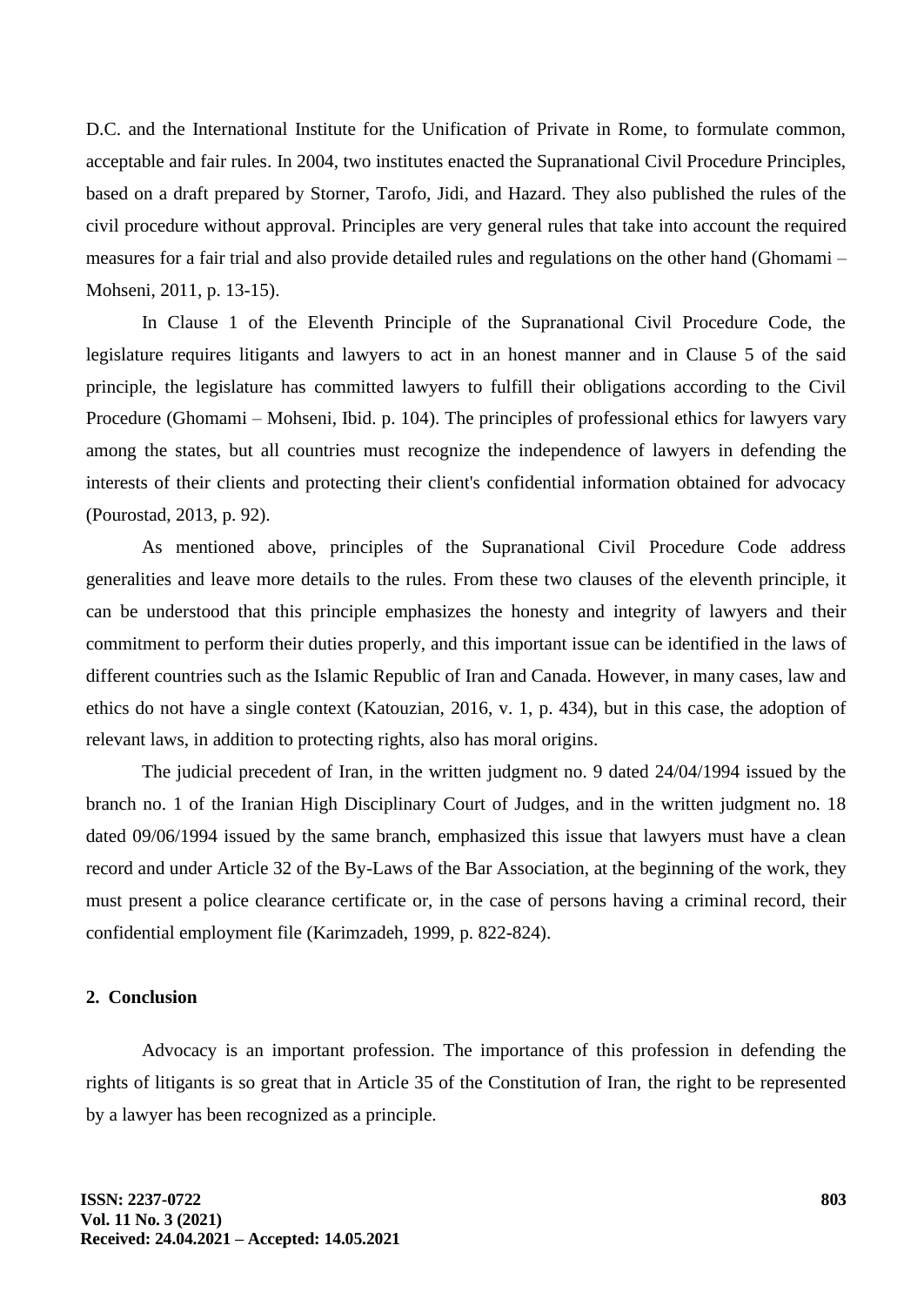D.C. and the International Institute for the Unification of Private in Rome, to formulate common, acceptable and fair rules. In 2004, two institutes enacted the Supranational Civil Procedure Principles, based on a draft prepared by Storner, Tarofo, Jidi, and Hazard. They also published the rules of the civil procedure without approval. Principles are very general rules that take into account the required measures for a fair trial and also provide detailed rules and regulations on the other hand (Ghomami – Mohseni, 2011, p. 13-15).

In Clause 1 of the Eleventh Principle of the Supranational Civil Procedure Code, the legislature requires litigants and lawyers to act in an honest manner and in Clause 5 of the said principle, the legislature has committed lawyers to fulfill their obligations according to the Civil Procedure (Ghomami – Mohseni, Ibid. p. 104). The principles of professional ethics for lawyers vary among the states, but all countries must recognize the independence of lawyers in defending the interests of their clients and protecting their client's confidential information obtained for advocacy (Pourostad, 2013, p. 92).

As mentioned above, principles of the Supranational Civil Procedure Code address generalities and leave more details to the rules. From these two clauses of the eleventh principle, it can be understood that this principle emphasizes the honesty and integrity of lawyers and their commitment to perform their duties properly, and this important issue can be identified in the laws of different countries such as the Islamic Republic of Iran and Canada. However, in many cases, law and ethics do not have a single context (Katouzian, 2016, v. 1, p. 434), but in this case, the adoption of relevant laws, in addition to protecting rights, also has moral origins.

The judicial precedent of Iran, in the written judgment no. 9 dated 24/04/1994 issued by the branch no. 1 of the Iranian High Disciplinary Court of Judges, and in the written judgment no. 18 dated 09/06/1994 issued by the same branch, emphasized this issue that lawyers must have a clean record and under Article 32 of the By-Laws of the Bar Association, at the beginning of the work, they must present a police clearance certificate or, in the case of persons having a criminal record, their confidential employment file (Karimzadeh, 1999, p. 822-824).

## 2. Conclusion

Advocacy is an important profession. The importance of this profession in defending the rights of litigants is so great that in Article 35 of the Constitution of Iran, the right to be represented by a lawyer has been recognized as a principle.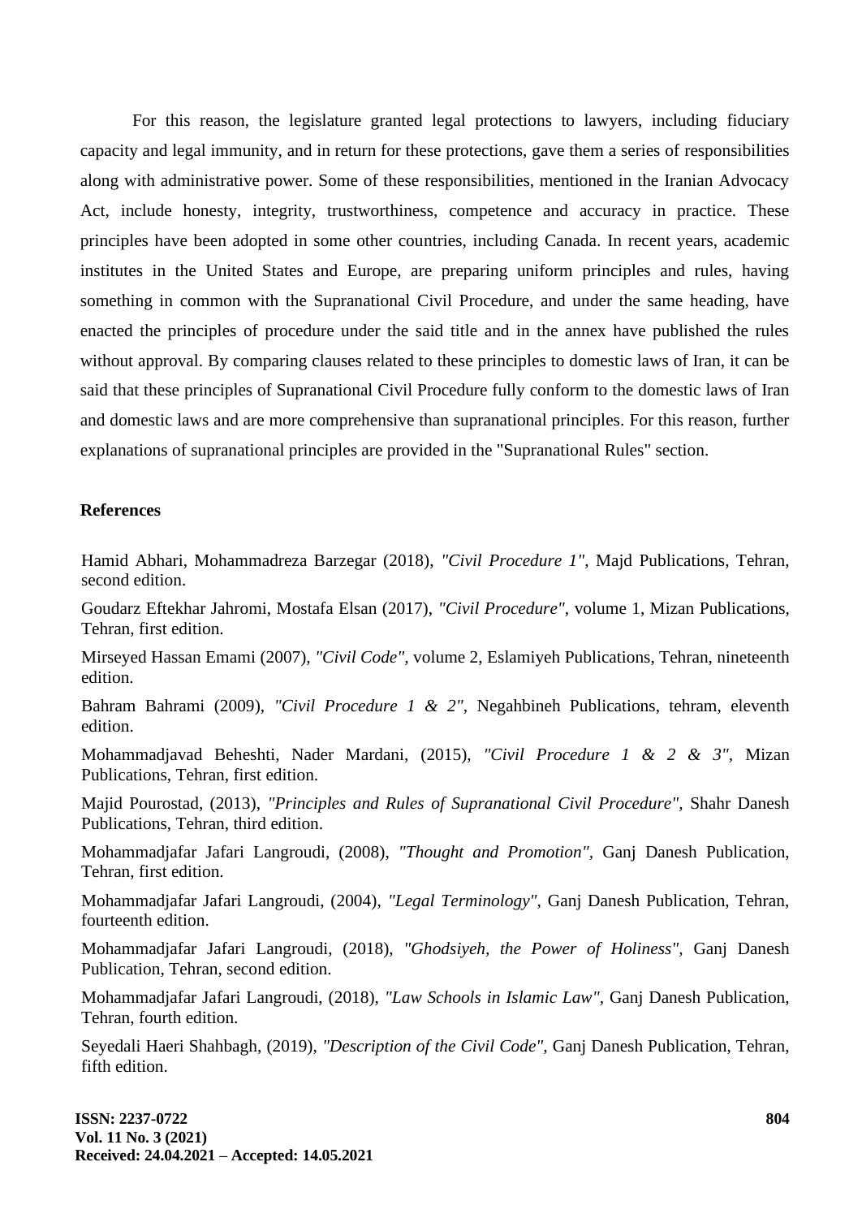For this reason, the legislature granted legal protections to lawyers, including fiduciary capacity and legal immunity, and in return for these protections, gave them a series of responsibilities along with administrative power. Some of these responsibilities, mentioned in the Iranian Advocacy Act, include honesty, integrity, trustworthiness, competence and accuracy in practice. These principles have been adopted in some other countries, including Canada. In recent years, academic institutes in the United States and Europe, are preparing uniform principles and rules, having something in common with the Supranational Civil Procedure, and under the same heading, have enacted the principles of procedure under the said title and in the annex have published the rules without approval. By comparing clauses related to these principles to domestic laws of Iran, it can be said that these principles of Supranational Civil Procedure fully conform to the domestic laws of Iran and domestic laws and are more comprehensive than supranational principles. For this reason, further explanations of supranational principles are provided in the "Supranational Rules" section.

## References

Hamid Abhari, Mohammadreza Barzegar (2018), *"Civil Procedure 1"*, Majd Publications, Tehran, second edition.

Goudarz Eftekhar Jahromi, Mostafa Elsan (2017), *"Civil Procedure"*, volume 1, Mizan Publications, Tehran, first edition.

Mirseyed Hassan Emami (2007), *"Civil Code"*, volume 2, Eslamiyeh Publications, Tehran, nineteenth edition.

Bahram Bahrami (2009), *"Civil Procedure 1 & 2"*, Negahbineh Publications, tehram, eleventh edition.

Mohammadjavad Beheshti, Nader Mardani, (2015), *"Civil Procedure 1 & 2 & 3"*, Mizan Publications, Tehran, first edition.

Majid Pourostad, (2013), *"Principles and Rules of Supranational Civil Procedure"*, Shahr Danesh Publications, Tehran, third edition.

Mohammadjafar Jafari Langroudi, (2008), *"Thought and Promotion"*, Ganj Danesh Publication, Tehran, first edition.

Mohammadjafar Jafari Langroudi, (2004), *"Legal Terminology"*, Ganj Danesh Publication, Tehran, fourteenth edition.

Mohammadjafar Jafari Langroudi, (2018), *"Ghodsiyeh, the Power of Holiness"*, Ganj Danesh Publication, Tehran, second edition.

Mohammadjafar Jafari Langroudi, (2018), *"Law Schools in Islamic Law"*, Ganj Danesh Publication, Tehran, fourth edition.

Seyedali Haeri Shahbagh, (2019), *"Description of the Civil Code"*, Ganj Danesh Publication, Tehran, fifth edition.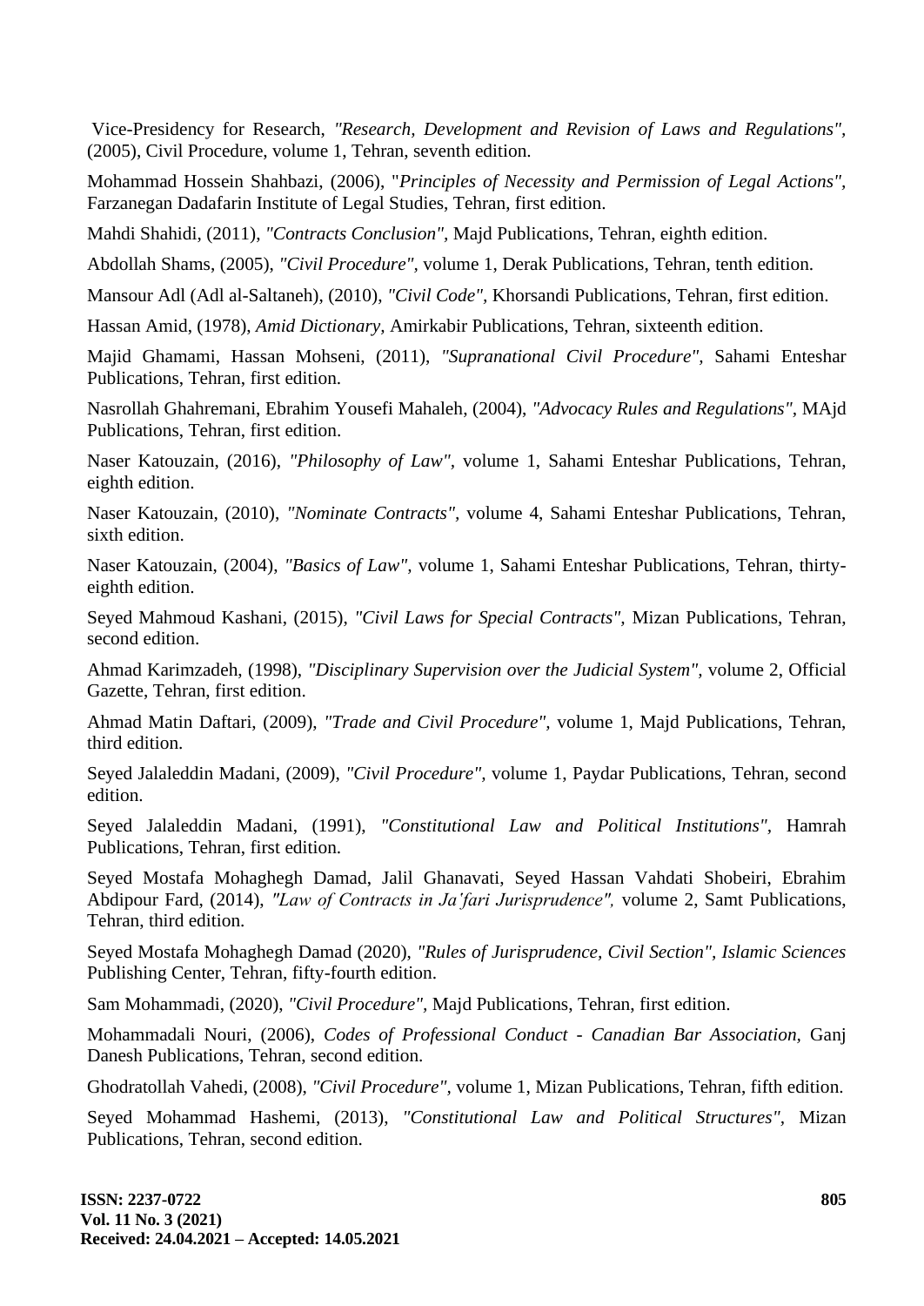Vice-Presidency for Research, *"Research, Development and Revision of Laws and Regulations"*, (2005), Civil Procedure, volume 1, Tehran, seventh edition.

Mohammad Hossein Shahbazi, (2006), "*Principles of Necessity and Permission of Legal Actions"*, Farzanegan Dadafarin Institute of Legal Studies, Tehran, first edition.

Mahdi Shahidi, (2011), *"Contracts Conclusion"*, Majd Publications, Tehran, eighth edition.

Abdollah Shams, (2005), *"Civil Procedure"*, volume 1, Derak Publications, Tehran, tenth edition.

Mansour Adl (Adl al-Saltaneh), (2010), *"Civil Code"*, Khorsandi Publications, Tehran, first edition.

Hassan Amid, (1978), *Amid Dictionary,* Amirkabir Publications, Tehran, sixteenth edition.

Majid Ghamami, Hassan Mohseni, (2011), *"Supranational Civil Procedure"*, Sahami Enteshar Publications, Tehran, first edition.

Nasrollah Ghahremani, Ebrahim Yousefi Mahaleh, (2004), *"Advocacy Rules and Regulations"*, MAjd Publications, Tehran, first edition.

Naser Katouzain, (2016), *"Philosophy of Law"*, volume 1, Sahami Enteshar Publications, Tehran, eighth edition.

Naser Katouzain, (2010), *"Nominate Contracts"*, volume 4, Sahami Enteshar Publications, Tehran, sixth edition.

Naser Katouzain, (2004), *"Basics of Law"*, volume 1, Sahami Enteshar Publications, Tehran, thirty-eighth edition.

Seyed Mahmoud Kashani, (2015), *"Civil Laws for Special Contracts"*, Mizan Publications, Tehran, second edition.

Ahmad Karimzadeh, (1998), *"Disciplinary Supervision over the Judicial System"*, volume 2, Official Gazette, Tehran, first edition.

Ahmad Matin Daftari, (2009), *"Trade and Civil Procedure"*, volume 1, Majd Publications, Tehran, third edition.

Seyed Jalaleddin Madani, (2009), *"Civil Procedure"*, volume 1, Paydar Publications, Tehran, second edition.

Seyed Jalaleddin Madani, (1991), *"Constitutional Law and Political Institutions"*, Hamrah Publications, Tehran, first edition.

Seyed Mostafa Mohaghegh Damad, Jalil Ghanavati, Seyed Hassan Vahdati Shobeiri, Ebrahim Abdipour Fard, (2014), *"Law of Contracts in Ja'fari Jurisprudence",* volume 2, Samt Publications, Tehran, third edition.

Seyed Mostafa Mohaghegh Damad (2020), *"Rules of Jurisprudence, Civil Section", Islamic Sciences* Publishing Center, Tehran, fifty-fourth edition.

Sam Mohammadi, (2020), *"Civil Procedure"*, Majd Publications, Tehran, first edition.

Mohammadali Nouri, (2006), *Codes of Professional Conduct - Canadian Bar Association,* Ganj Danesh Publications, Tehran, second edition.

Ghodratollah Vahedi, (2008), *"Civil Procedure"*, volume 1, Mizan Publications, Tehran, fifth edition.

Seyed Mohammad Hashemi, (2013), *"Constitutional Law and Political Structures"*, Mizan Publications, Tehran, second edition.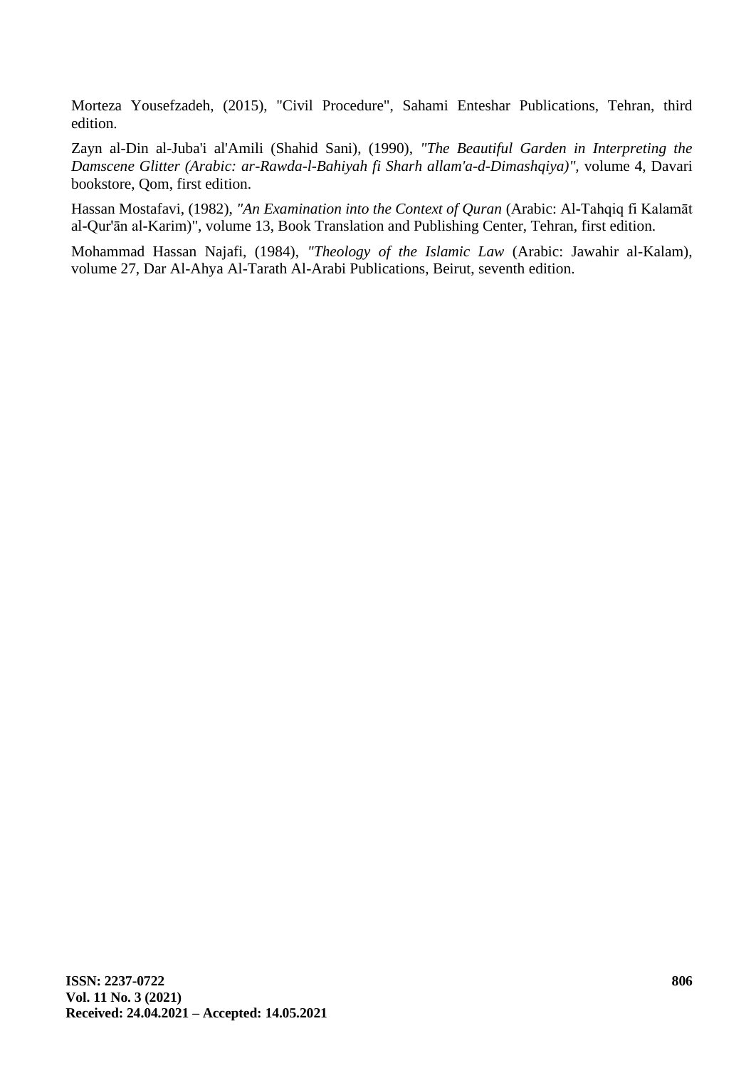Morteza Yousefzadeh, (2015), "Civil Procedure", Sahami Enteshar Publications, Tehran, third edition.

Zayn al-Din al-Juba'i al'Amili (Shahid Sani), (1990), *"The Beautiful Garden in Interpreting the Damscene Glitter (Arabic: ar-Rawda-l-Bahiyah fi Sharh allam'a-d-Dimashqiya)"*, volume 4, Davari bookstore, Qom, first edition.

Hassan Mostafavi, (1982), *"An Examination into the Context of Quran* (Arabic: Al-Tahqiq fi Kalamāt al-Qur'ān al-Karim)", volume 13, Book Translation and Publishing Center, Tehran, first edition.

Mohammad Hassan Najafi, (1984), *"Theology of the Islamic Law* (Arabic: Jawahir al-Kalam), volume 27, Dar Al-Ahya Al-Tarath Al-Arabi Publications, Beirut, seventh edition.

**Received: 24.04.2021 – Accepted: 14.05.2021**